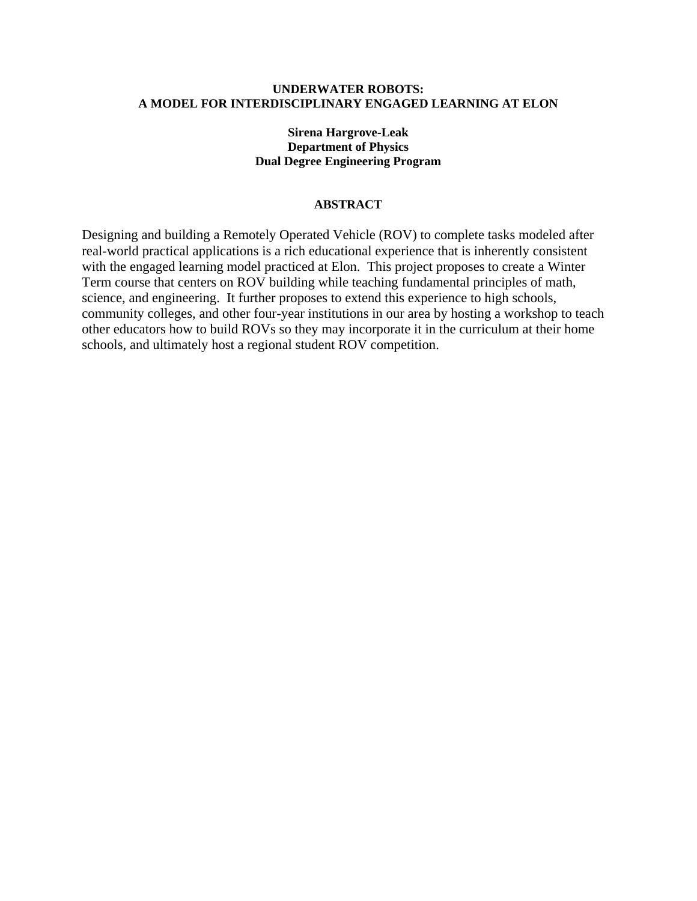# UNDERWATER ROBOTS: A MODEL FOR INTERDISCIPLINARY ENGAGED LEARNING AT ELON

**Sirena Hargrove-Leak**
**Department of Physics**
**Dual Degree Engineering Program**

## ABSTRACT

Designing and building a Remotely Operated Vehicle (ROV) to complete tasks modeled after real-world practical applications is a rich educational experience that is inherently consistent with the engaged learning model practiced at Elon. This project proposes to create a Winter Term course that centers on ROV building while teaching fundamental principles of math, science, and engineering. It further proposes to extend this experience to high schools, community colleges, and other four-year institutions in our area by hosting a workshop to teach other educators how to build ROVs so they may incorporate it in the curriculum at their home schools, and ultimately host a regional student ROV competition.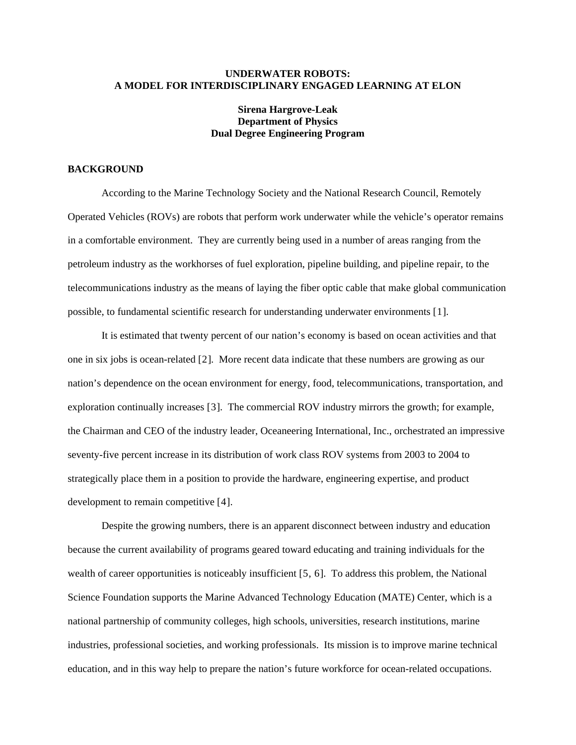**UNDERWATER ROBOTS:**
**A MODEL FOR INTERDISCIPLINARY ENGAGED LEARNING AT ELON**

**Sirena Hargrove-Leak**
**Department of Physics**
**Dual Degree Engineering Program**

## BACKGROUND

According to the Marine Technology Society and the National Research Council, Remotely Operated Vehicles (ROVs) are robots that perform work underwater while the vehicle's operator remains in a comfortable environment. They are currently being used in a number of areas ranging from the petroleum industry as the workhorses of fuel exploration, pipeline building, and pipeline repair, to the telecommunications industry as the means of laying the fiber optic cable that make global communication possible, to fundamental scientific research for understanding underwater environments [1].

It is estimated that twenty percent of our nation's economy is based on ocean activities and that one in six jobs is ocean-related [2]. More recent data indicate that these numbers are growing as our nation's dependence on the ocean environment for energy, food, telecommunications, transportation, and exploration continually increases [3]. The commercial ROV industry mirrors the growth; for example, the Chairman and CEO of the industry leader, Oceaneering International, Inc., orchestrated an impressive seventy-five percent increase in its distribution of work class ROV systems from 2003 to 2004 to strategically place them in a position to provide the hardware, engineering expertise, and product development to remain competitive [4].

Despite the growing numbers, there is an apparent disconnect between industry and education because the current availability of programs geared toward educating and training individuals for the wealth of career opportunities is noticeably insufficient [5, 6]. To address this problem, the National Science Foundation supports the Marine Advanced Technology Education (MATE) Center, which is a national partnership of community colleges, high schools, universities, research institutions, marine industries, professional societies, and working professionals. Its mission is to improve marine technical education, and in this way help to prepare the nation's future workforce for ocean-related occupations.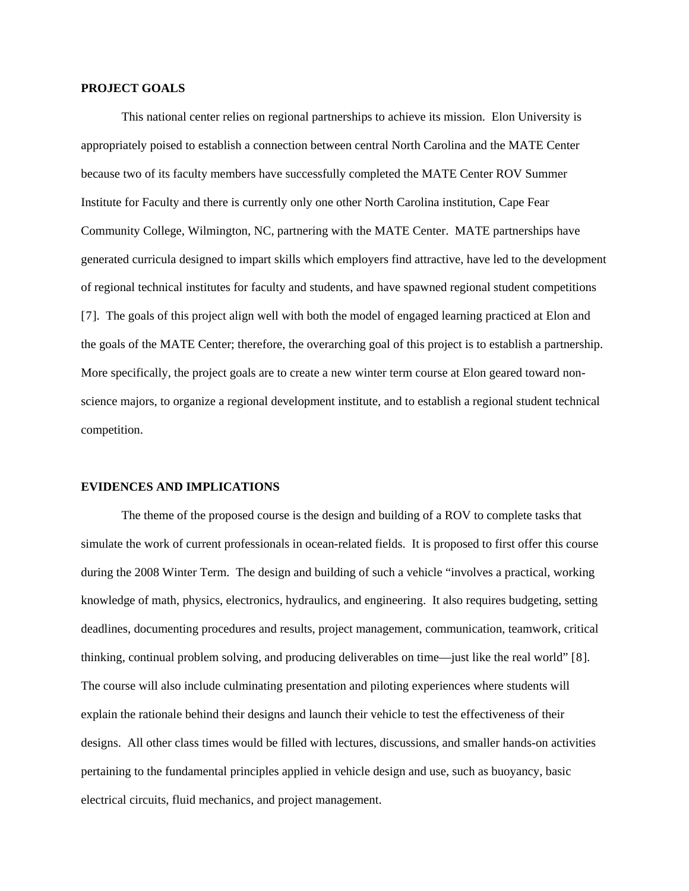## PROJECT GOALS

This national center relies on regional partnerships to achieve its mission. Elon University is appropriately poised to establish a connection between central North Carolina and the MATE Center because two of its faculty members have successfully completed the MATE Center ROV Summer Institute for Faculty and there is currently only one other North Carolina institution, Cape Fear Community College, Wilmington, NC, partnering with the MATE Center. MATE partnerships have generated curricula designed to impart skills which employers find attractive, have led to the development of regional technical institutes for faculty and students, and have spawned regional student competitions [7]. The goals of this project align well with both the model of engaged learning practiced at Elon and the goals of the MATE Center; therefore, the overarching goal of this project is to establish a partnership. More specifically, the project goals are to create a new winter term course at Elon geared toward non-science majors, to organize a regional development institute, and to establish a regional student technical competition.

## EVIDENCES AND IMPLICATIONS

The theme of the proposed course is the design and building of a ROV to complete tasks that simulate the work of current professionals in ocean-related fields. It is proposed to first offer this course during the 2008 Winter Term. The design and building of such a vehicle "involves a practical, working knowledge of math, physics, electronics, hydraulics, and engineering. It also requires budgeting, setting deadlines, documenting procedures and results, project management, communication, teamwork, critical thinking, continual problem solving, and producing deliverables on time—just like the real world" [8]. The course will also include culminating presentation and piloting experiences where students will explain the rationale behind their designs and launch their vehicle to test the effectiveness of their designs. All other class times would be filled with lectures, discussions, and smaller hands-on activities pertaining to the fundamental principles applied in vehicle design and use, such as buoyancy, basic electrical circuits, fluid mechanics, and project management.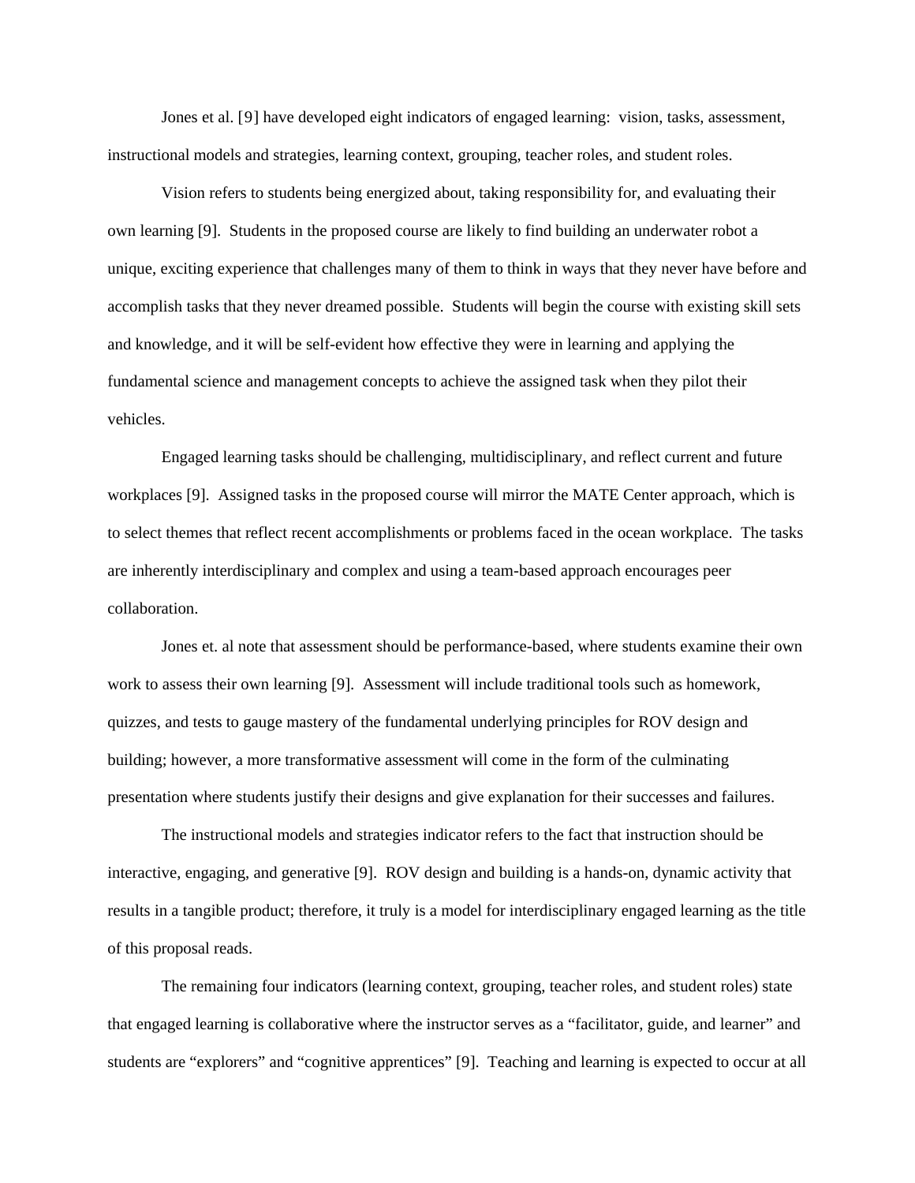Jones et al. [9] have developed eight indicators of engaged learning: vision, tasks, assessment, instructional models and strategies, learning context, grouping, teacher roles, and student roles.

Vision refers to students being energized about, taking responsibility for, and evaluating their own learning [9]. Students in the proposed course are likely to find building an underwater robot a unique, exciting experience that challenges many of them to think in ways that they never have before and accomplish tasks that they never dreamed possible. Students will begin the course with existing skill sets and knowledge, and it will be self-evident how effective they were in learning and applying the fundamental science and management concepts to achieve the assigned task when they pilot their vehicles.

Engaged learning tasks should be challenging, multidisciplinary, and reflect current and future workplaces [9]. Assigned tasks in the proposed course will mirror the MATE Center approach, which is to select themes that reflect recent accomplishments or problems faced in the ocean workplace. The tasks are inherently interdisciplinary and complex and using a team-based approach encourages peer collaboration.

Jones et. al note that assessment should be performance-based, where students examine their own work to assess their own learning [9]. Assessment will include traditional tools such as homework, quizzes, and tests to gauge mastery of the fundamental underlying principles for ROV design and building; however, a more transformative assessment will come in the form of the culminating presentation where students justify their designs and give explanation for their successes and failures.

The instructional models and strategies indicator refers to the fact that instruction should be interactive, engaging, and generative [9]. ROV design and building is a hands-on, dynamic activity that results in a tangible product; therefore, it truly is a model for interdisciplinary engaged learning as the title of this proposal reads.

The remaining four indicators (learning context, grouping, teacher roles, and student roles) state that engaged learning is collaborative where the instructor serves as a "facilitator, guide, and learner" and students are "explorers" and "cognitive apprentices" [9]. Teaching and learning is expected to occur at all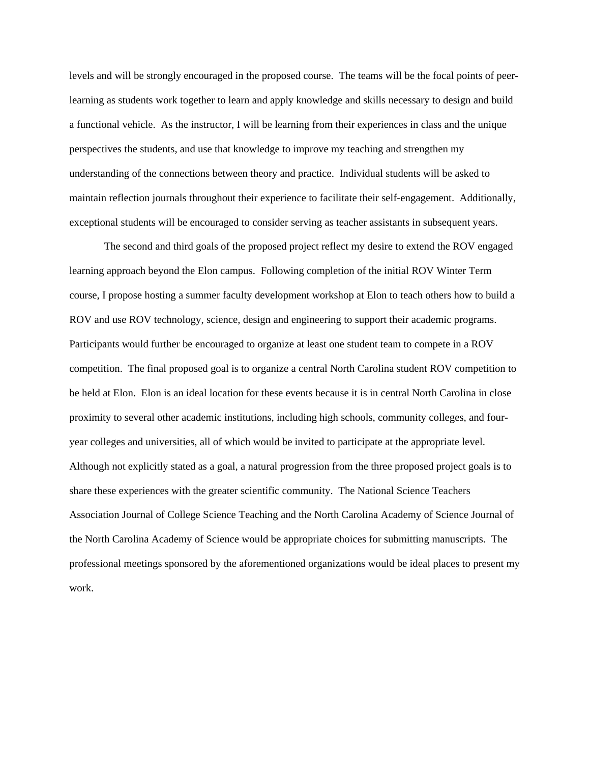levels and will be strongly encouraged in the proposed course. The teams will be the focal points of peer-learning as students work together to learn and apply knowledge and skills necessary to design and build a functional vehicle. As the instructor, I will be learning from their experiences in class and the unique perspectives the students, and use that knowledge to improve my teaching and strengthen my understanding of the connections between theory and practice. Individual students will be asked to maintain reflection journals throughout their experience to facilitate their self-engagement. Additionally, exceptional students will be encouraged to consider serving as teacher assistants in subsequent years.

The second and third goals of the proposed project reflect my desire to extend the ROV engaged learning approach beyond the Elon campus. Following completion of the initial ROV Winter Term course, I propose hosting a summer faculty development workshop at Elon to teach others how to build a ROV and use ROV technology, science, design and engineering to support their academic programs. Participants would further be encouraged to organize at least one student team to compete in a ROV competition. The final proposed goal is to organize a central North Carolina student ROV competition to be held at Elon. Elon is an ideal location for these events because it is in central North Carolina in close proximity to several other academic institutions, including high schools, community colleges, and four-year colleges and universities, all of which would be invited to participate at the appropriate level. Although not explicitly stated as a goal, a natural progression from the three proposed project goals is to share these experiences with the greater scientific community. The National Science Teachers Association Journal of College Science Teaching and the North Carolina Academy of Science Journal of the North Carolina Academy of Science would be appropriate choices for submitting manuscripts. The professional meetings sponsored by the aforementioned organizations would be ideal places to present my work.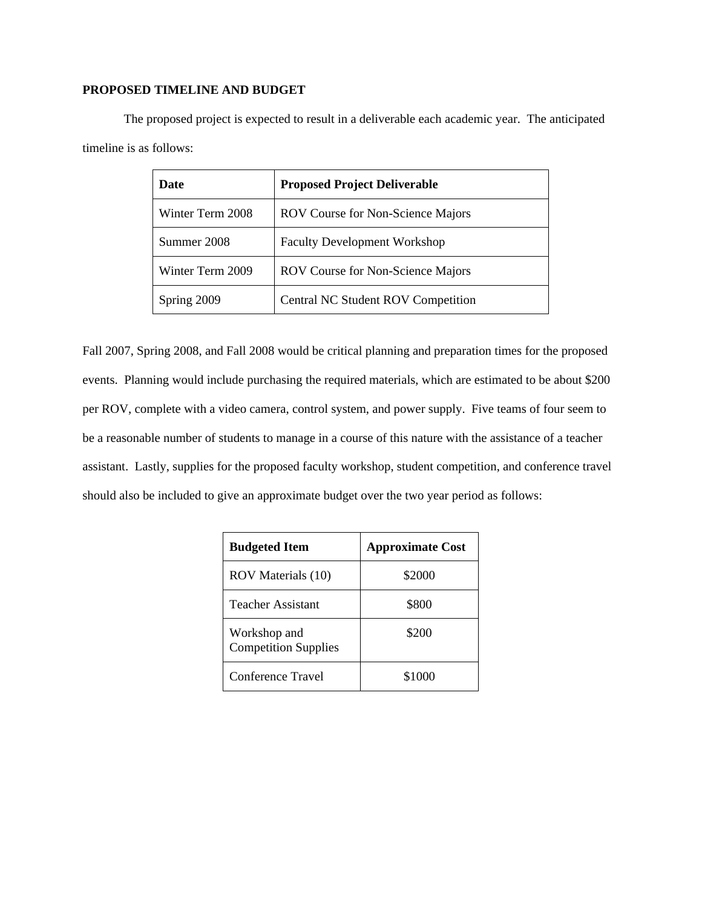## PROPOSED TIMELINE AND BUDGET

The proposed project is expected to result in a deliverable each academic year. The anticipated timeline is as follows:

| Date | Proposed Project Deliverable |
|---|---|
| Winter Term 2008 | ROV Course for Non-Science Majors |
| Summer 2008 | Faculty Development Workshop |
| Winter Term 2009 | ROV Course for Non-Science Majors |
| Spring 2009 | Central NC Student ROV Competition |

Fall 2007, Spring 2008, and Fall 2008 would be critical planning and preparation times for the proposed events. Planning would include purchasing the required materials, which are estimated to be about $200 per ROV, complete with a video camera, control system, and power supply. Five teams of four seem to be a reasonable number of students to manage in a course of this nature with the assistance of a teacher assistant. Lastly, supplies for the proposed faculty workshop, student competition, and conference travel should also be included to give an approximate budget over the two year period as follows:

| Budgeted Item | Approximate Cost |
|---|---|
| ROV Materials (10) | $2000 |
| Teacher Assistant | $800 |
| Workshop and Competition Supplies | $200 |
| Conference Travel | $1000 |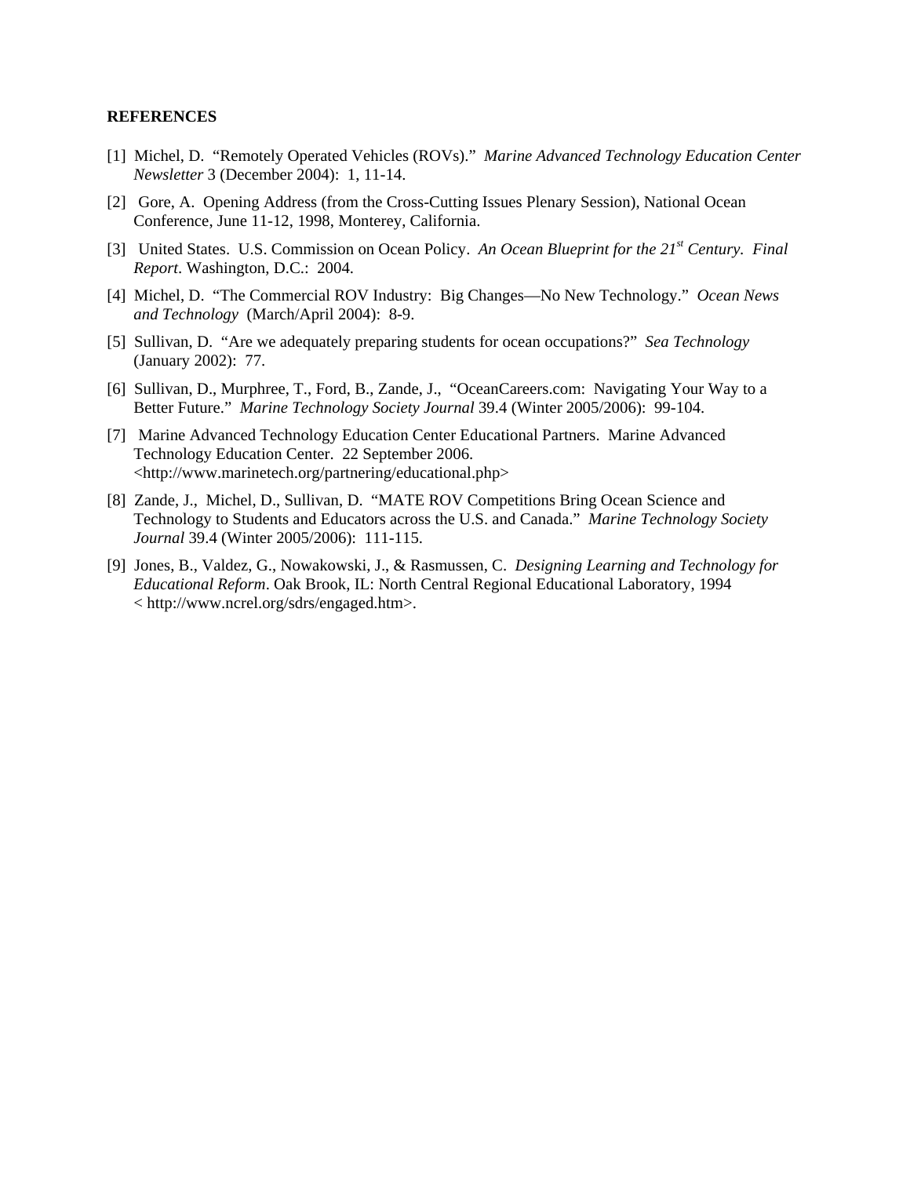**REFERENCES**

[1] Michel, D. "Remotely Operated Vehicles (ROVs)." *Marine Advanced Technology Education Center Newsletter* 3 (December 2004): 1, 11-14.

[2] Gore, A. Opening Address (from the Cross-Cutting Issues Plenary Session), National Ocean Conference, June 11-12, 1998, Monterey, California.

[3] United States. U.S. Commission on Ocean Policy. *An Ocean Blueprint for the 21st Century. Final Report*. Washington, D.C.: 2004.

[4] Michel, D. "The Commercial ROV Industry: Big Changes—No New Technology." *Ocean News and Technology* (March/April 2004): 8-9.

[5] Sullivan, D. "Are we adequately preparing students for ocean occupations?" *Sea Technology* (January 2002): 77.

[6] Sullivan, D., Murphree, T., Ford, B., Zande, J., "OceanCareers.com: Navigating Your Way to a Better Future." *Marine Technology Society Journal* 39.4 (Winter 2005/2006): 99-104.

[7] Marine Advanced Technology Education Center Educational Partners. Marine Advanced Technology Education Center. 22 September 2006. <http://www.marinetech.org/partnering/educational.php>

[8] Zande, J., Michel, D., Sullivan, D. "MATE ROV Competitions Bring Ocean Science and Technology to Students and Educators across the U.S. and Canada." *Marine Technology Society Journal* 39.4 (Winter 2005/2006): 111-115.

[9] Jones, B., Valdez, G., Nowakowski, J., & Rasmussen, C. *Designing Learning and Technology for Educational Reform*. Oak Brook, IL: North Central Regional Educational Laboratory, 1994 < http://www.ncrel.org/sdrs/engaged.htm>.